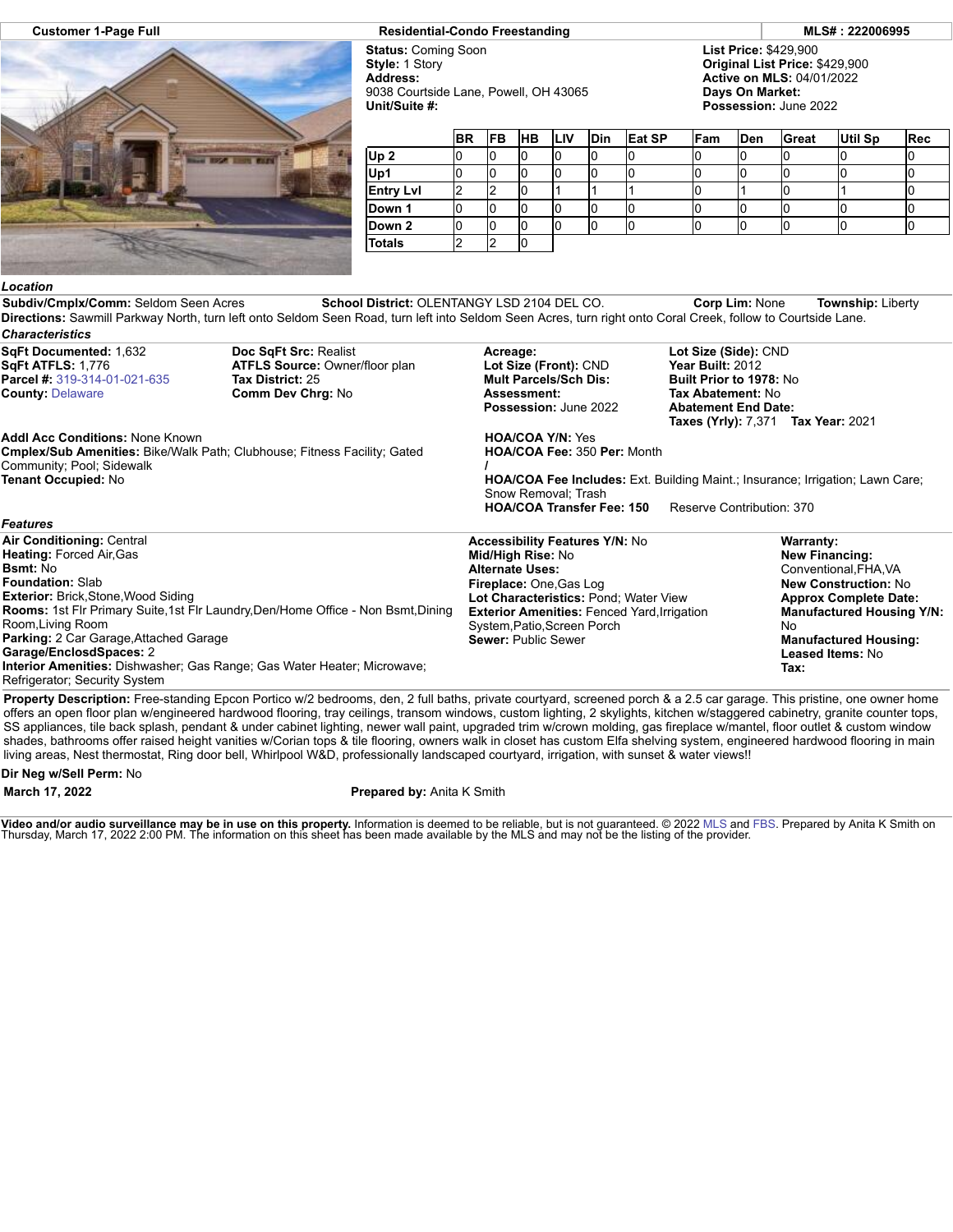**Customer 1-Page Full** | **Residential-Condo Freestanding** | **MLS# : 222006995**

**Status:** Coming Soon
**Style:** 1 Story
**Address:**
9038 Courtside Lane, Powell, OH 43065
**Unit/Suite #:**

**List Price:** $429,900
**Original List Price:** $429,900
**Active on MLS:** 04/01/2022
**Days On Market:**
**Possession:** June 2022

| | BR | FB | HB | LIV | Din | Eat SP | Fam | Den | Great | Util Sp | Rec |
|---|---|---|---|---|---|---|---|---|---|---|---|
| Up 2 | 0 | 0 | 0 | 0 | 0 | 0 | 0 | 0 | 0 | 0 | 0 |
| Up1 | 0 | 0 | 0 | 0 | 0 | 0 | 0 | 0 | 0 | 0 | 0 |
| Entry Lvl | 2 | 2 | 0 | 1 | 1 | 1 | 0 | 1 | 0 | 1 | 0 |
| Down 1 | 0 | 0 | 0 | 0 | 0 | 0 | 0 | 0 | 0 | 0 | 0 |
| Down 2 | 0 | 0 | 0 | 0 | 0 | 0 | 0 | 0 | 0 | 0 | 0 |
| Totals | 2 | 2 | 0 | | | | | | | | |

### Location

**Subdiv/Cmplx/Comm:** Seldom Seen Acres **School District:** OLENTANGY LSD 2104 DEL CO. **Corp Lim:** None **Township:** Liberty
**Directions:** Sawmill Parkway North, turn left onto Seldom Seen Road, turn left into Seldom Seen Acres, turn right onto Coral Creek, follow to Courtside Lane.

### Characteristics

**SqFt Documented:** 1,632
**SqFt ATFLS:** 1,776
**Parcel #:** 319-314-01-021-635
**County:** Delaware

**Doc SqFt Src:** Realist
**ATFLS Source:** Owner/floor plan
**Tax District:** 25
**Comm Dev Chrg:** No

**Acreage:**
**Lot Size (Front):** CND
**Mult Parcels/Sch Dis:**
**Assessment:**
**Possession:** June 2022

**Lot Size (Side):** CND
**Year Built:** 2012
**Built Prior to 1978:** No
**Tax Abatement:** No
**Abatement End Date:**
**Taxes (Yrly):** 7,371 **Tax Year:** 2021

**Addl Acc Conditions:** None Known
**Cmplex/Sub Amenities:** Bike/Walk Path; Clubhouse; Fitness Facility; Gated Community; Pool; Sidewalk
**Tenant Occupied:** No

**HOA/COA Y/N:** Yes
**HOA/COA Fee:** 350 **Per:** Month
**/**
**HOA/COA Fee Includes:** Ext. Building Maint.; Insurance; Irrigation; Lawn Care; Snow Removal; Trash
**HOA/COA Transfer Fee: 150** Reserve Contribution: 370

### Features

**Air Conditioning:** Central
**Heating:** Forced Air,Gas
**Bsmt:** No
**Foundation:** Slab
**Exterior:** Brick,Stone,Wood Siding
**Rooms:** 1st Flr Primary Suite,1st Flr Laundry,Den/Home Office - Non Bsmt,Dining Room,Living Room
**Parking:** 2 Car Garage,Attached Garage
**Garage/EnclosdSpaces:** 2
**Interior Amenities:** Dishwasher; Gas Range; Gas Water Heater; Microwave; Refrigerator; Security System

**Accessibility Features Y/N:** No
**Mid/High Rise:** No
**Alternate Uses:**
**Fireplace:** One,Gas Log
**Lot Characteristics:** Pond; Water View
**Exterior Amenities:** Fenced Yard,Irrigation System,Patio,Screen Porch
**Sewer:** Public Sewer

**Warranty:**
**New Financing:** Conventional,FHA,VA
**New Construction:** No
**Approx Complete Date:**
**Manufactured Housing Y/N:** No
**Manufactured Housing:**
**Leased Items:** No
**Tax:**

**Property Description:** Free-standing Epcon Portico w/2 bedrooms, den, 2 full baths, private courtyard, screened porch & a 2.5 car garage. This pristine, one owner home offers an open floor plan w/engineered hardwood flooring, tray ceilings, transom windows, custom lighting, 2 skylights, kitchen w/staggered cabinetry, granite counter tops, SS appliances, tile back splash, pendant & under cabinet lighting, newer wall paint, upgraded trim w/crown molding, gas fireplace w/mantel, floor outlet & custom window shades, bathrooms offer raised height vanities w/Corian tops & tile flooring, owners walk in closet has custom Elfa shelving system, engineered hardwood flooring in main living areas, Nest thermostat, Ring door bell, Whirlpool W&D, professionally landscaped courtyard, irrigation, with sunset & water views!!

**Dir Neg w/Sell Perm:** No

**March 17, 2022** **Prepared by:** Anita K Smith

**Video and/or audio surveillance may be in use on this property.** Information is deemed to be reliable, but is not guaranteed. © 2022 MLS and FBS. Prepared by Anita K Smith on Thursday, March 17, 2022 2:00 PM. The information on this sheet has been made available by the MLS and may not be the listing of the provider.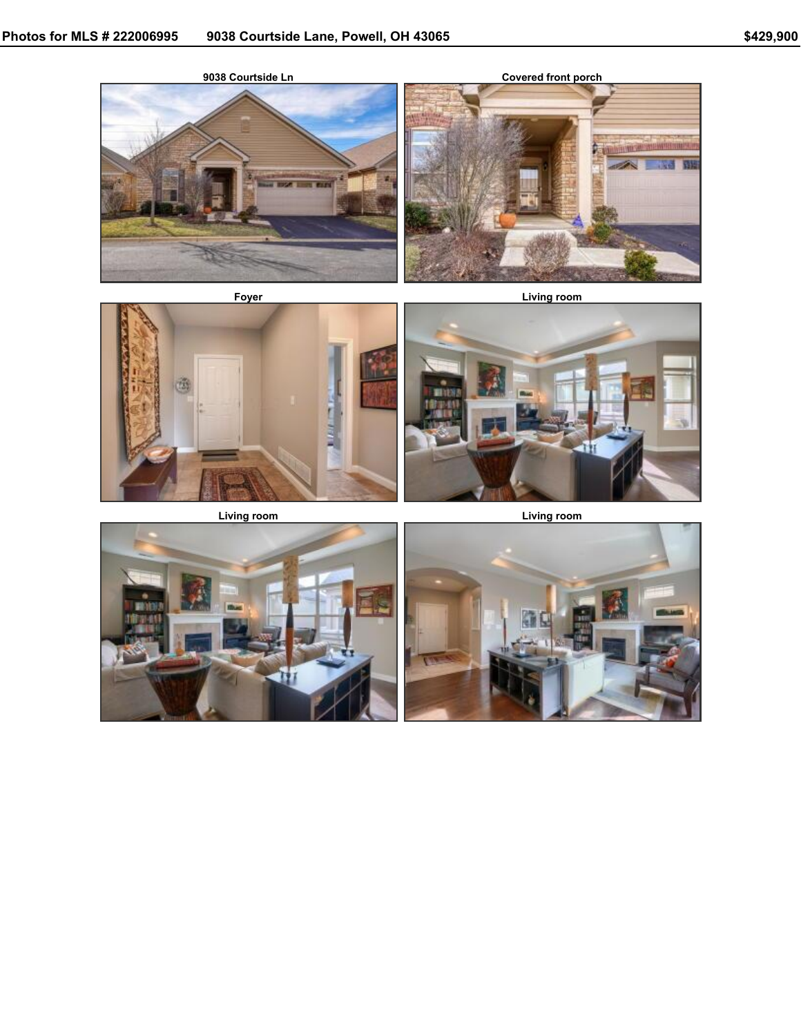Photos for MLS # 222006995 9038 Courtside Lane, Powell, OH 43065 $429,900

9038 Courtside Ln

Covered front porch

Foyer

Living room

Living room

Living room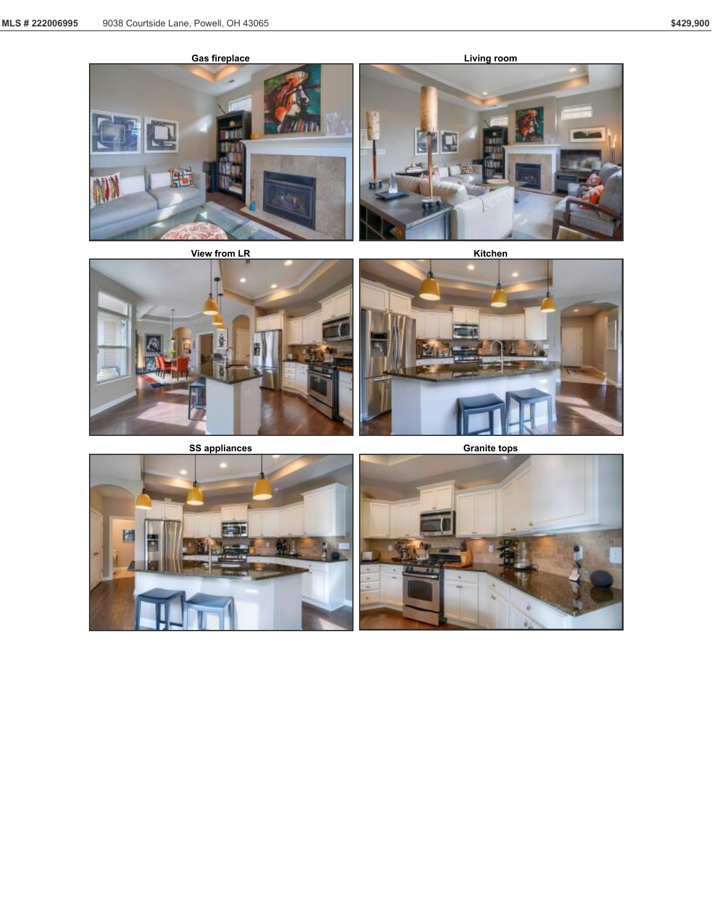Gas fireplace

Living room

View from LR

Kitchen

SS appliances

Granite tops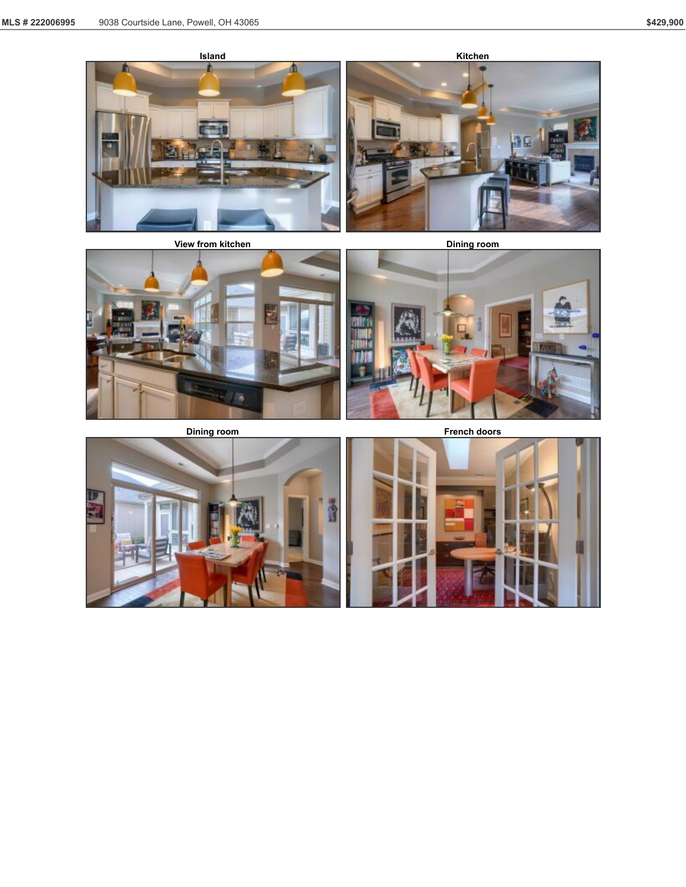Island

Kitchen

View from kitchen

Dining room

Dining room

French doors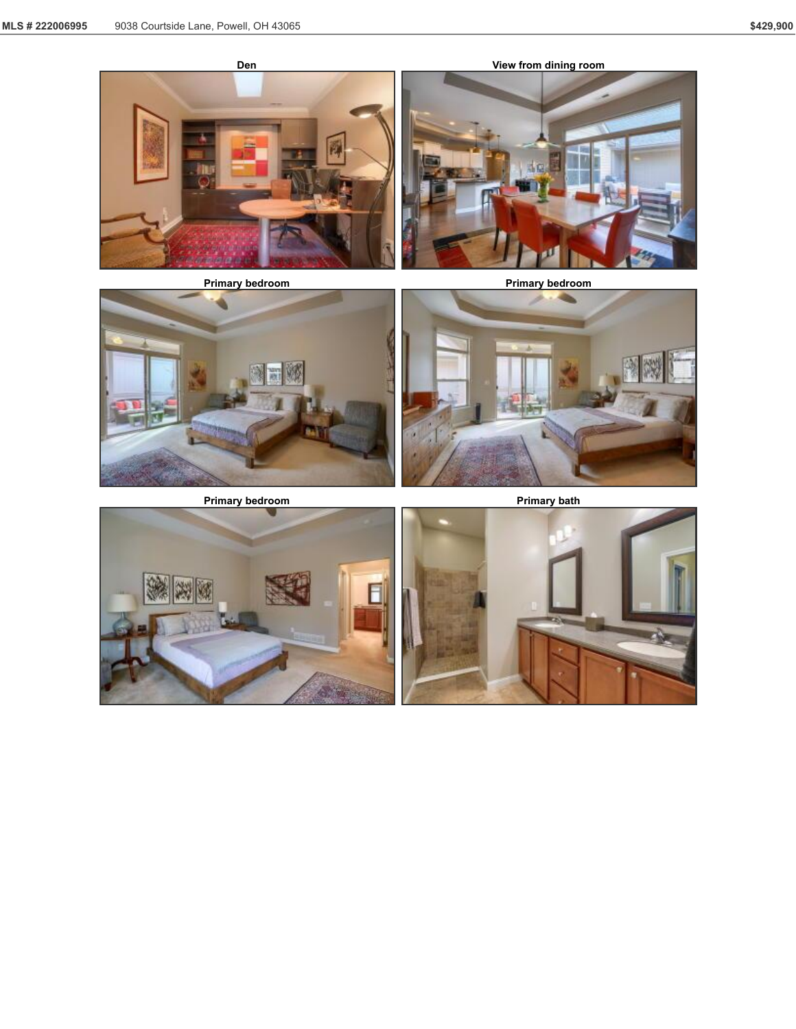Den

View from dining room

Primary bedroom

Primary bedroom

Primary bedroom

Primary bath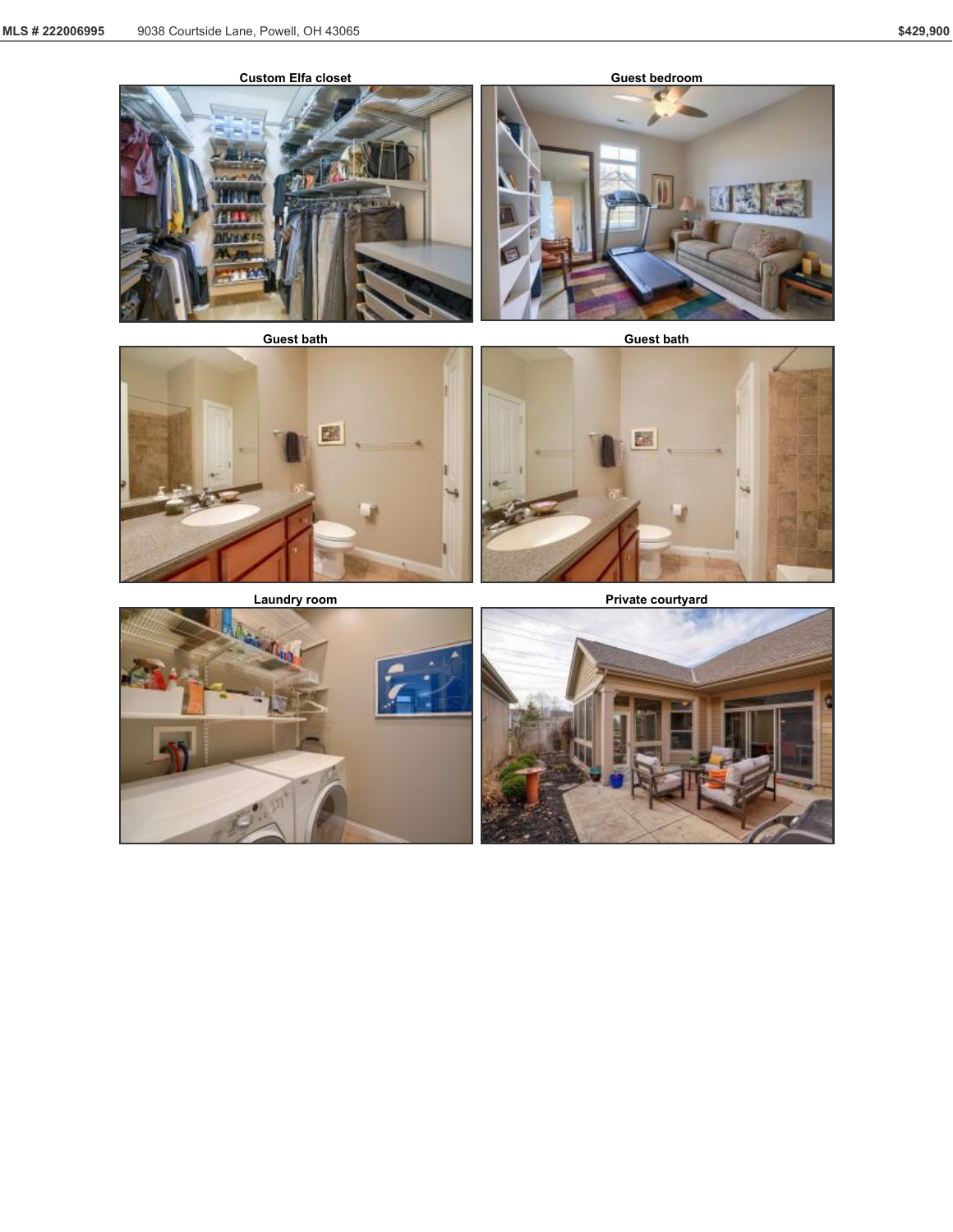Custom Elfa closet

Guest bedroom

Guest bath

Guest bath

Laundry room

Private courtyard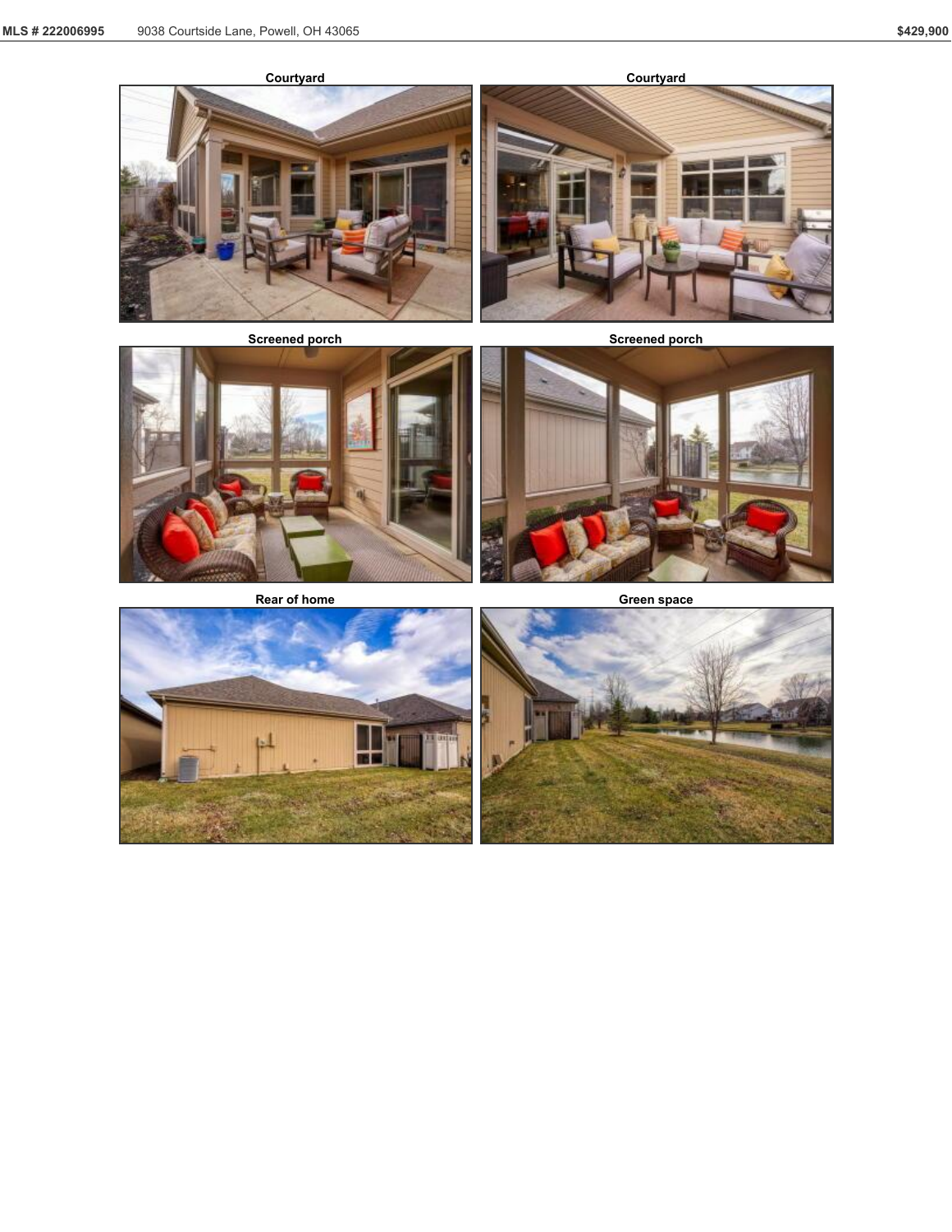Courtyard

Courtyard

Screened porch

Screened porch

Rear of home

Green space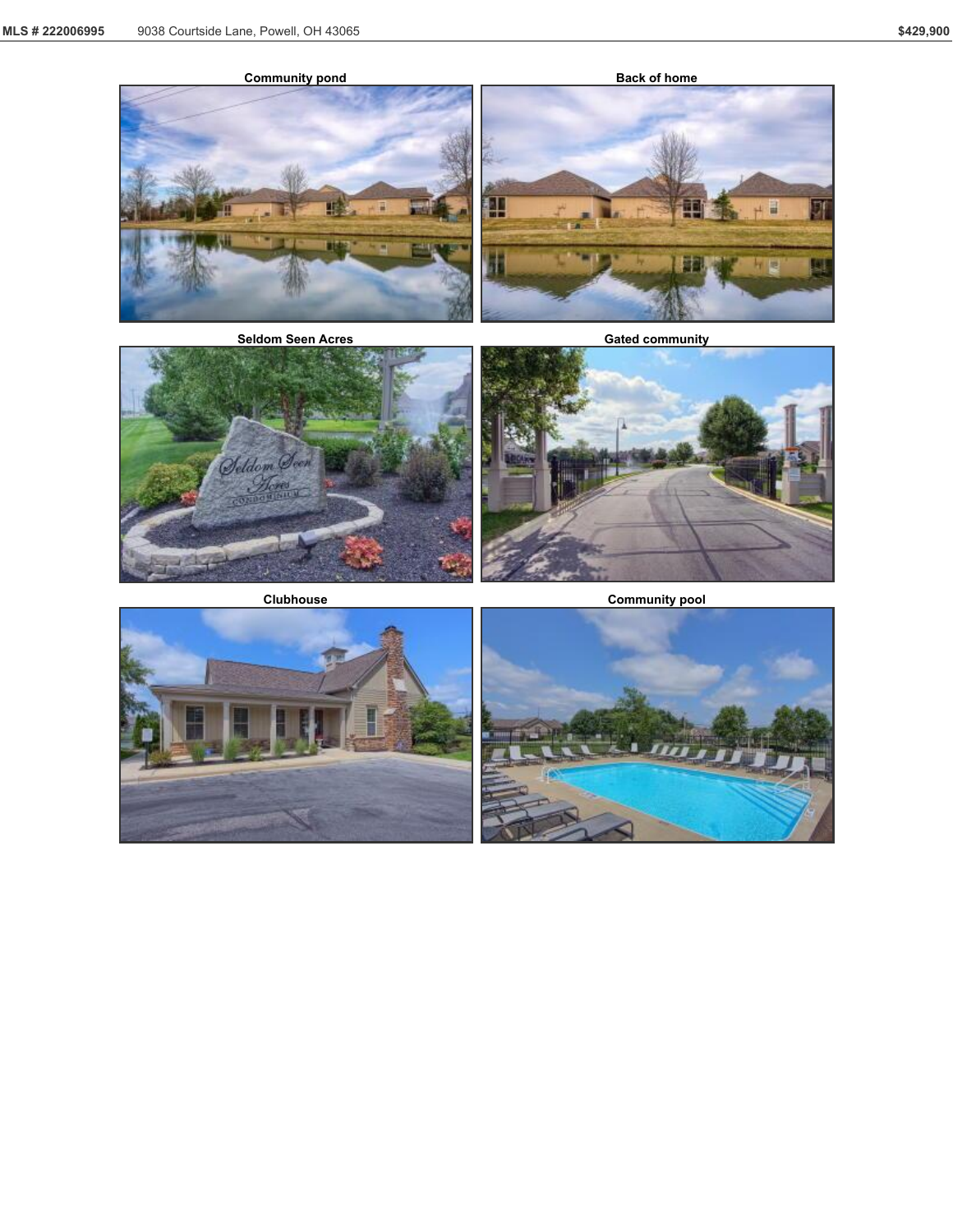Community pond

Back of home

Seldom Seen Acres

Gated community

Clubhouse

Community pool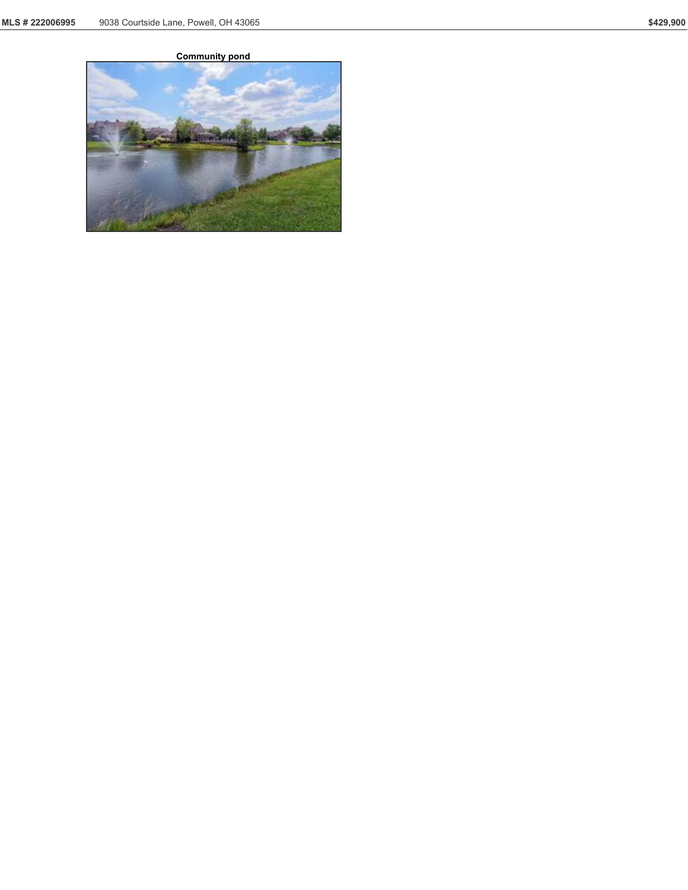Community pond